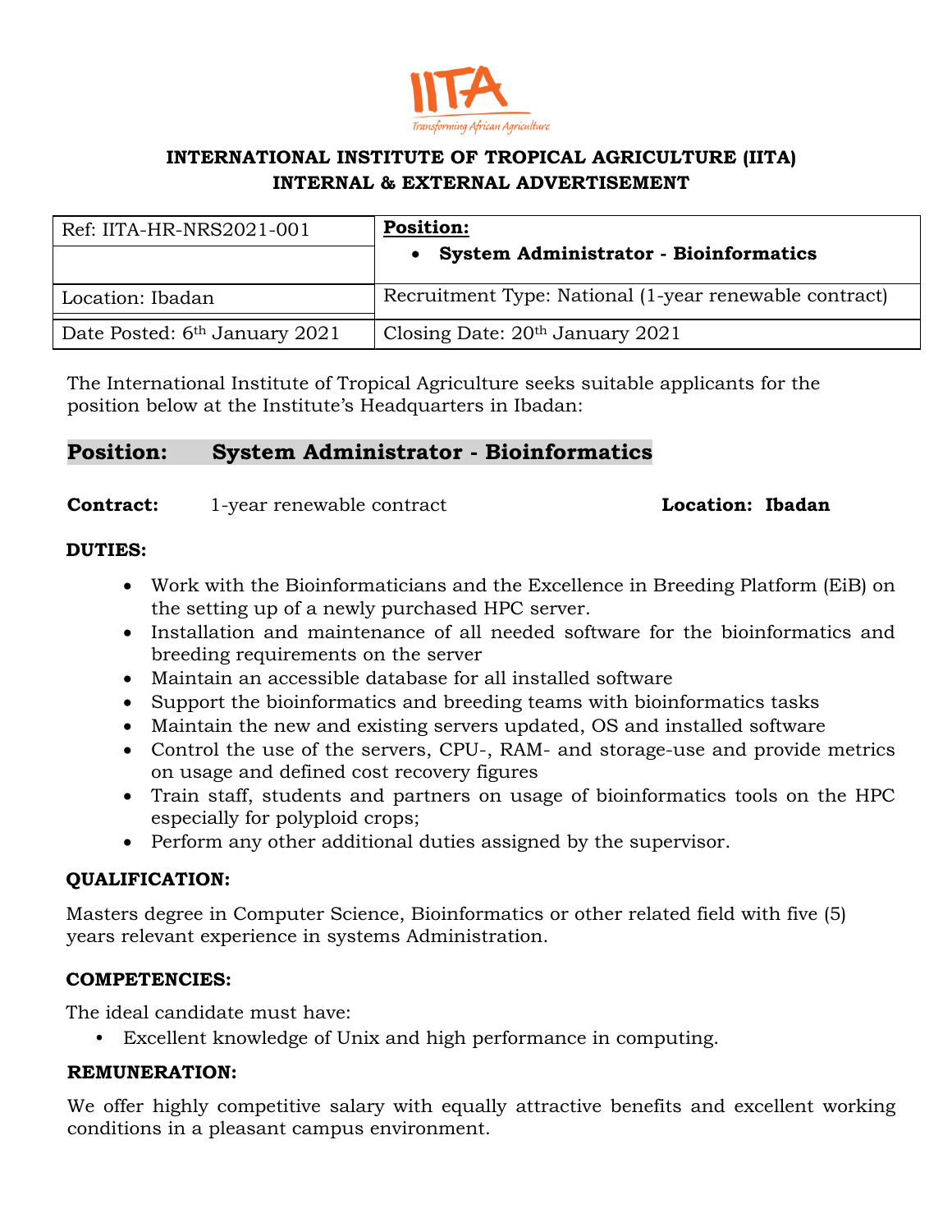# INTERNATIONAL INSTITUTE OF TROPICAL AGRICULTURE (IITA)
## INTERNAL & EXTERNAL ADVERTISEMENT

| Ref: IITA-HR-NRS2021-001 | **Position:** • **System Administrator - Bioinformatics** |
|---|---|
| Location: Ibadan | Recruitment Type: National (1-year renewable contract) |
| Date Posted: 6th January 2021 | Closing Date: 20th January 2021 |

The International Institute of Tropical Agriculture seeks suitable applicants for the position below at the Institute's Headquarters in Ibadan:

## Position: System Administrator - Bioinformatics

**Contract:** 1-year renewable contract **Location: Ibadan**

**DUTIES:**

- Work with the Bioinformaticians and the Excellence in Breeding Platform (EiB) on the setting up of a newly purchased HPC server.
- Installation and maintenance of all needed software for the bioinformatics and breeding requirements on the server
- Maintain an accessible database for all installed software
- Support the bioinformatics and breeding teams with bioinformatics tasks
- Maintain the new and existing servers updated, OS and installed software
- Control the use of the servers, CPU-, RAM- and storage-use and provide metrics on usage and defined cost recovery figures
- Train staff, students and partners on usage of bioinformatics tools on the HPC especially for polyploid crops;
- Perform any other additional duties assigned by the supervisor.

**QUALIFICATION:**

Masters degree in Computer Science, Bioinformatics or other related field with five (5) years relevant experience in systems Administration.

**COMPETENCIES:**

The ideal candidate must have:

- Excellent knowledge of Unix and high performance in computing.

**REMUNERATION:**

We offer highly competitive salary with equally attractive benefits and excellent working conditions in a pleasant campus environment.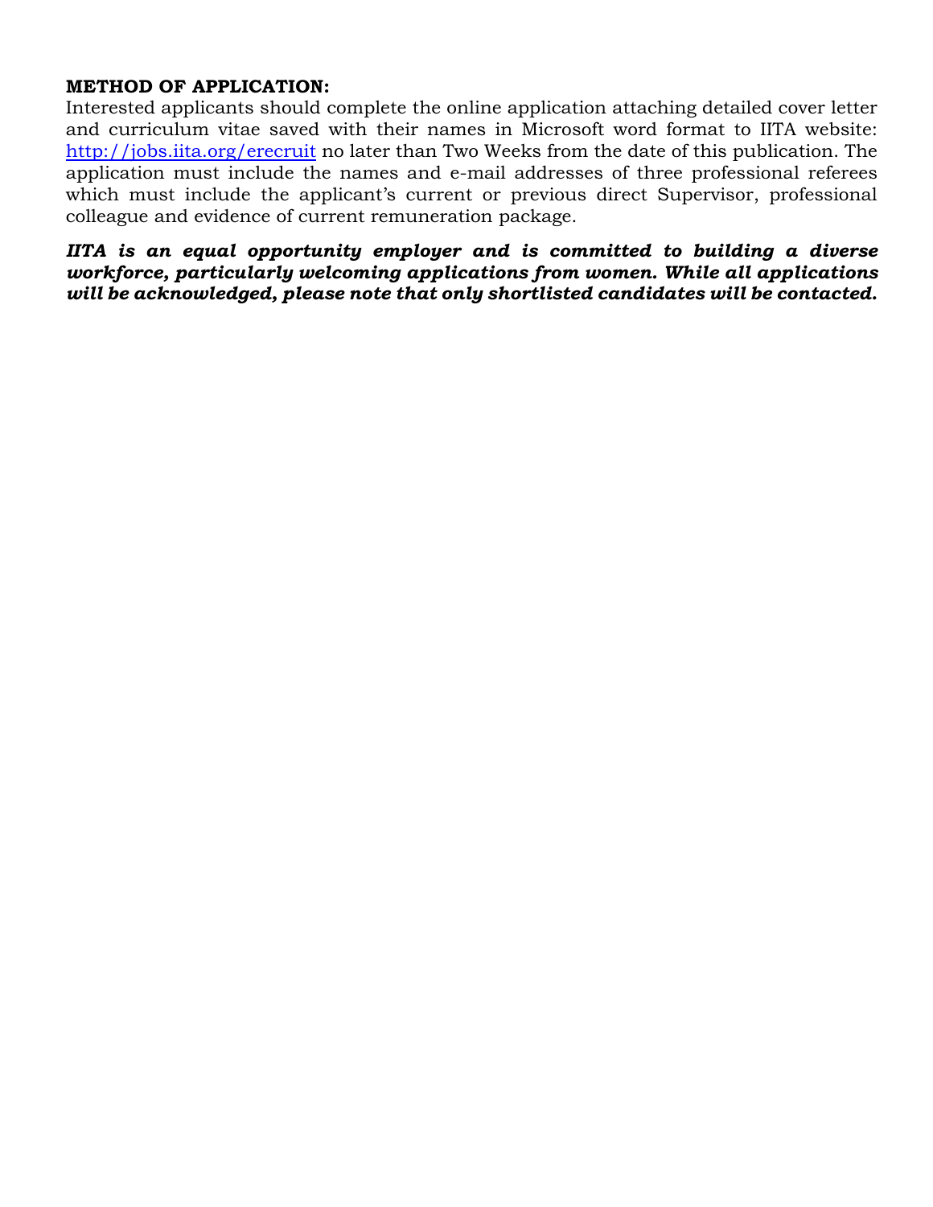**METHOD OF APPLICATION:**

Interested applicants should complete the online application attaching detailed cover letter and curriculum vitae saved with their names in Microsoft word format to IITA website: [http://jobs.iita.org/erecruit](http://jobs.iita.org/erecruit) no later than Two Weeks from the date of this publication. The application must include the names and e-mail addresses of three professional referees which must include the applicant's current or previous direct Supervisor, professional colleague and evidence of current remuneration package.

***IITA is an equal opportunity employer and is committed to building a diverse workforce, particularly welcoming applications from women. While all applications will be acknowledged, please note that only shortlisted candidates will be contacted.***